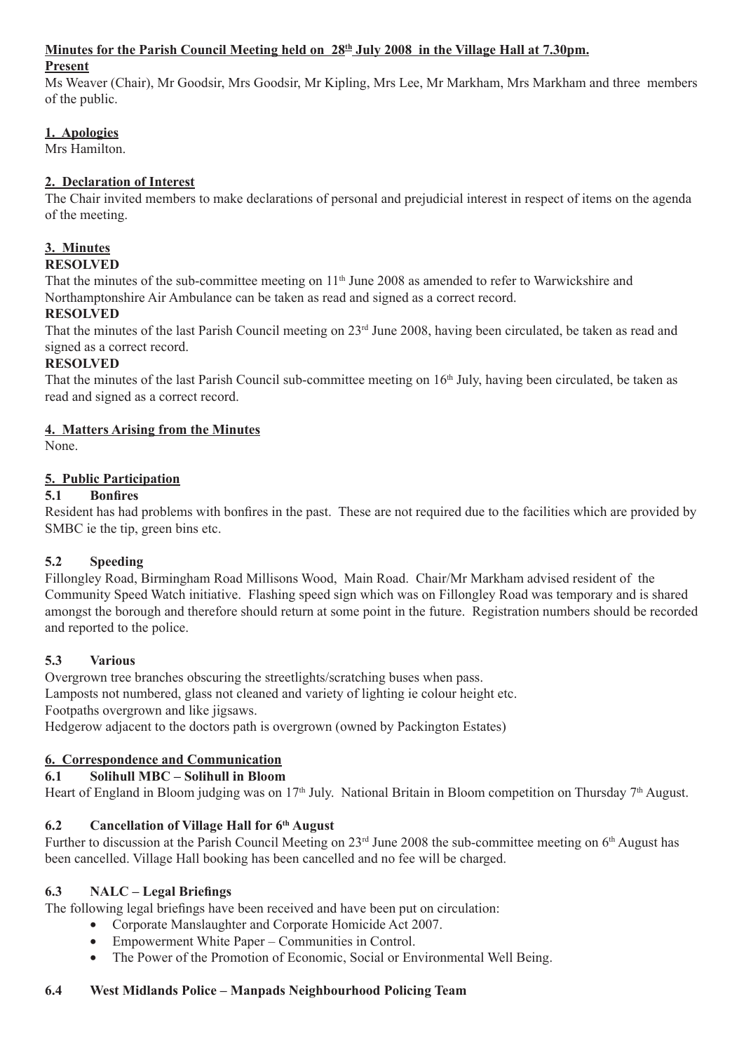## Minutes for the Parish Council Meeting held on 28th July 2008 in the Village Hall at 7.30pm.

**Present**

Ms Weaver (Chair), Mr Goodsir, Mrs Goodsir, Mr Kipling, Mrs Lee, Mr Markham, Mrs Markham and three members of the public.

### 1. Apologies

Mrs Hamilton.

### 2. Declaration of Interest

The Chair invited members to make declarations of personal and prejudicial interest in respect of items on the agenda of the meeting.

### 3. Minutes

**RESOLVED**

That the minutes of the sub-committee meeting on 11th June 2008 as amended to refer to Warwickshire and Northamptonshire Air Ambulance can be taken as read and signed as a correct record.

**RESOLVED**

That the minutes of the last Parish Council meeting on 23rd June 2008, having been circulated, be taken as read and signed as a correct record.

**RESOLVED**

That the minutes of the last Parish Council sub-committee meeting on 16th July, having been circulated, be taken as read and signed as a correct record.

### 4. Matters Arising from the Minutes

None.

### 5. Public Participation

**5.1 Bonfires**

Resident has had problems with bonfires in the past. These are not required due to the facilities which are provided by SMBC ie the tip, green bins etc.

**5.2 Speeding**

Fillongley Road, Birmingham Road Millisons Wood, Main Road. Chair/Mr Markham advised resident of the Community Speed Watch initiative. Flashing speed sign which was on Fillongley Road was temporary and is shared amongst the borough and therefore should return at some point in the future. Registration numbers should be recorded and reported to the police.

**5.3 Various**

Overgrown tree branches obscuring the streetlights/scratching buses when pass.
Lamposts not numbered, glass not cleaned and variety of lighting ie colour height etc.
Footpaths overgrown and like jigsaws.
Hedgerow adjacent to the doctors path is overgrown (owned by Packington Estates)

### 6. Correspondence and Communication

**6.1 Solihull MBC – Solihull in Bloom**

Heart of England in Bloom judging was on 17th July. National Britain in Bloom competition on Thursday 7th August.

**6.2 Cancellation of Village Hall for 6th August**

Further to discussion at the Parish Council Meeting on 23rd June 2008 the sub-committee meeting on 6th August has been cancelled. Village Hall booking has been cancelled and no fee will be charged.

**6.3 NALC – Legal Briefings**

The following legal briefings have been received and have been put on circulation:

- Corporate Manslaughter and Corporate Homicide Act 2007.
- Empowerment White Paper – Communities in Control.
- The Power of the Promotion of Economic, Social or Environmental Well Being.

**6.4 West Midlands Police – Manpads Neighbourhood Policing Team**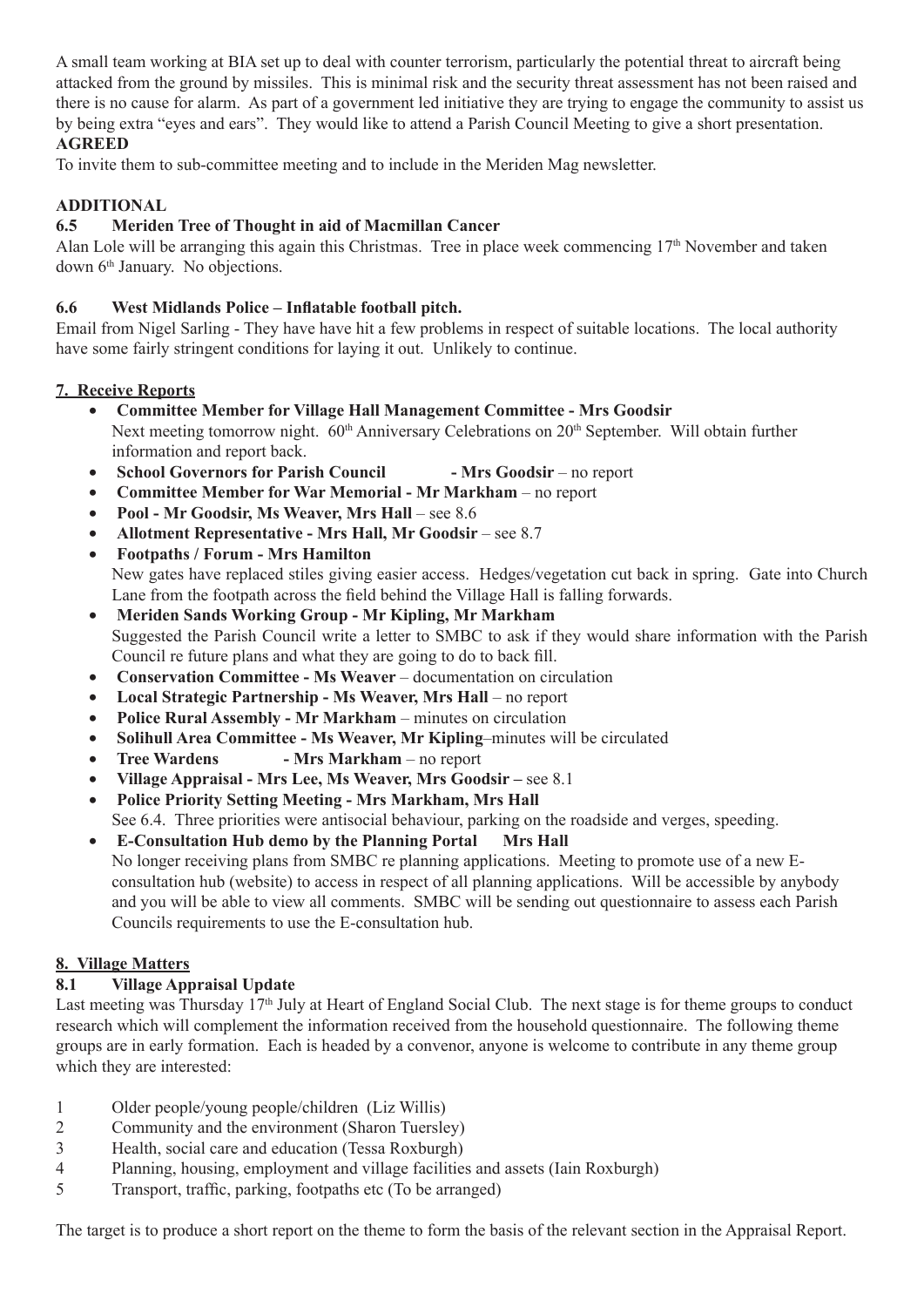A small team working at BIA set up to deal with counter terrorism, particularly the potential threat to aircraft being attacked from the ground by missiles. This is minimal risk and the security threat assessment has not been raised and there is no cause for alarm. As part of a government led initiative they are trying to engage the community to assist us by being extra "eyes and ears". They would like to attend a Parish Council Meeting to give a short presentation.
**AGREED**
To invite them to sub-committee meeting and to include in the Meriden Mag newsletter.

**ADDITIONAL**

**6.5 Meriden Tree of Thought in aid of Macmillan Cancer**

Alan Lole will be arranging this again this Christmas. Tree in place week commencing 17th November and taken down 6th January. No objections.

**6.6 West Midlands Police – Inflatable football pitch.**

Email from Nigel Sarling - They have have hit a few problems in respect of suitable locations. The local authority have some fairly stringent conditions for laying it out. Unlikely to continue.

## 7. Receive Reports

- **Committee Member for Village Hall Management Committee - Mrs Goodsir**
  Next meeting tomorrow night. 60th Anniversary Celebrations on 20th September. Will obtain further information and report back.
- **School Governors for Parish Council - Mrs Goodsir** – no report
- **Committee Member for War Memorial - Mr Markham** – no report
- **Pool - Mr Goodsir, Ms Weaver, Mrs Hall** – see 8.6
- **Allotment Representative - Mrs Hall, Mr Goodsir** – see 8.7
- **Footpaths / Forum - Mrs Hamilton**
  New gates have replaced stiles giving easier access. Hedges/vegetation cut back in spring. Gate into Church Lane from the footpath across the field behind the Village Hall is falling forwards.
- **Meriden Sands Working Group - Mr Kipling, Mr Markham**
  Suggested the Parish Council write a letter to SMBC to ask if they would share information with the Parish Council re future plans and what they are going to do to back fill.
- **Conservation Committee - Ms Weaver** – documentation on circulation
- **Local Strategic Partnership - Ms Weaver, Mrs Hall** – no report
- **Police Rural Assembly - Mr Markham** – minutes on circulation
- **Solihull Area Committee - Ms Weaver, Mr Kipling**–minutes will be circulated
- **Tree Wardens - Mrs Markham** – no report
- **Village Appraisal - Mrs Lee, Ms Weaver, Mrs Goodsir –** see 8.1
- **Police Priority Setting Meeting - Mrs Markham, Mrs Hall**
  See 6.4. Three priorities were antisocial behaviour, parking on the roadside and verges, speeding.
- **E-Consultation Hub demo by the Planning Portal Mrs Hall**
  No longer receiving plans from SMBC re planning applications. Meeting to promote use of a new E-consultation hub (website) to access in respect of all planning applications. Will be accessible by anybody and you will be able to view all comments. SMBC will be sending out questionnaire to assess each Parish Councils requirements to use the E-consultation hub.

## 8. Village Matters

**8.1 Village Appraisal Update**

Last meeting was Thursday 17th July at Heart of England Social Club. The next stage is for theme groups to conduct research which will complement the information received from the household questionnaire. The following theme groups are in early formation. Each is headed by a convenor, anyone is welcome to contribute in any theme group which they are interested:

1. Older people/young people/children (Liz Willis)
2. Community and the environment (Sharon Tuersley)
3. Health, social care and education (Tessa Roxburgh)
4. Planning, housing, employment and village facilities and assets (Iain Roxburgh)
5. Transport, traffic, parking, footpaths etc (To be arranged)

The target is to produce a short report on the theme to form the basis of the relevant section in the Appraisal Report.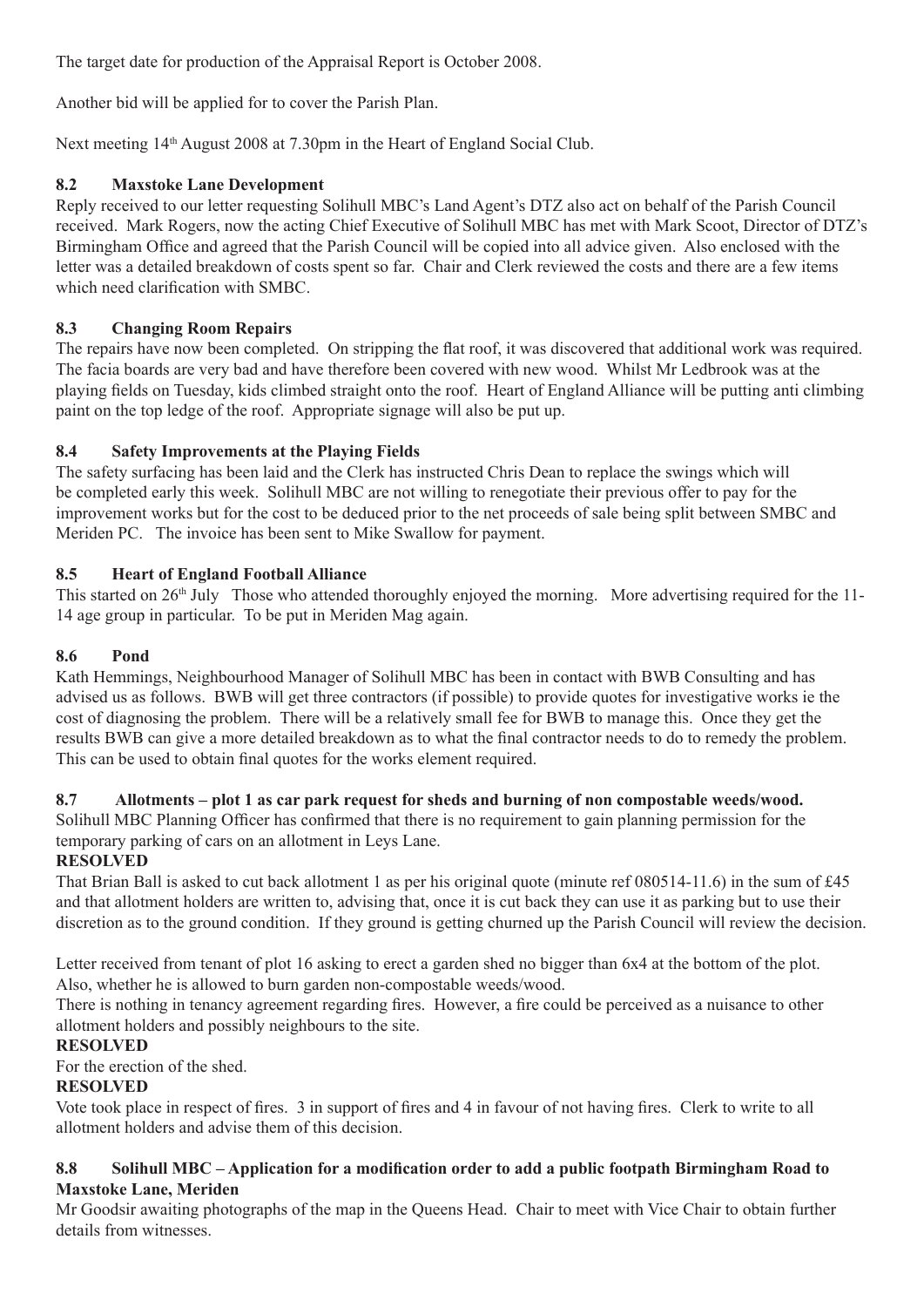The target date for production of the Appraisal Report is October 2008.

Another bid will be applied for to cover the Parish Plan.

Next meeting 14th August 2008 at 7.30pm in the Heart of England Social Club.

### 8.2 Maxstoke Lane Development

Reply received to our letter requesting Solihull MBC's Land Agent's DTZ also act on behalf of the Parish Council received. Mark Rogers, now the acting Chief Executive of Solihull MBC has met with Mark Scoot, Director of DTZ's Birmingham Office and agreed that the Parish Council will be copied into all advice given. Also enclosed with the letter was a detailed breakdown of costs spent so far. Chair and Clerk reviewed the costs and there are a few items which need clarification with SMBC.

### 8.3 Changing Room Repairs

The repairs have now been completed. On stripping the flat roof, it was discovered that additional work was required. The facia boards are very bad and have therefore been covered with new wood. Whilst Mr Ledbrook was at the playing fields on Tuesday, kids climbed straight onto the roof. Heart of England Alliance will be putting anti climbing paint on the top ledge of the roof. Appropriate signage will also be put up.

### 8.4 Safety Improvements at the Playing Fields

The safety surfacing has been laid and the Clerk has instructed Chris Dean to replace the swings which will be completed early this week. Solihull MBC are not willing to renegotiate their previous offer to pay for the improvement works but for the cost to be deduced prior to the net proceeds of sale being split between SMBC and Meriden PC. The invoice has been sent to Mike Swallow for payment.

### 8.5 Heart of England Football Alliance

This started on 26th July Those who attended thoroughly enjoyed the morning. More advertising required for the 11-14 age group in particular. To be put in Meriden Mag again.

### 8.6 Pond

Kath Hemmings, Neighbourhood Manager of Solihull MBC has been in contact with BWB Consulting and has advised us as follows. BWB will get three contractors (if possible) to provide quotes for investigative works ie the cost of diagnosing the problem. There will be a relatively small fee for BWB to manage this. Once they get the results BWB can give a more detailed breakdown as to what the final contractor needs to do to remedy the problem. This can be used to obtain final quotes for the works element required.

### 8.7 Allotments – plot 1 as car park request for sheds and burning of non compostable weeds/wood.

Solihull MBC Planning Officer has confirmed that there is no requirement to gain planning permission for the temporary parking of cars on an allotment in Leys Lane.

**RESOLVED**

That Brian Ball is asked to cut back allotment 1 as per his original quote (minute ref 080514-11.6) in the sum of £45 and that allotment holders are written to, advising that, once it is cut back they can use it as parking but to use their discretion as to the ground condition. If they ground is getting churned up the Parish Council will review the decision.

Letter received from tenant of plot 16 asking to erect a garden shed no bigger than 6x4 at the bottom of the plot. Also, whether he is allowed to burn garden non-compostable weeds/wood.

There is nothing in tenancy agreement regarding fires. However, a fire could be perceived as a nuisance to other allotment holders and possibly neighbours to the site.

**RESOLVED**

For the erection of the shed.

**RESOLVED**

Vote took place in respect of fires. 3 in support of fires and 4 in favour of not having fires. Clerk to write to all allotment holders and advise them of this decision.

### 8.8 Solihull MBC – Application for a modification order to add a public footpath Birmingham Road to Maxstoke Lane, Meriden

Mr Goodsir awaiting photographs of the map in the Queens Head. Chair to meet with Vice Chair to obtain further details from witnesses.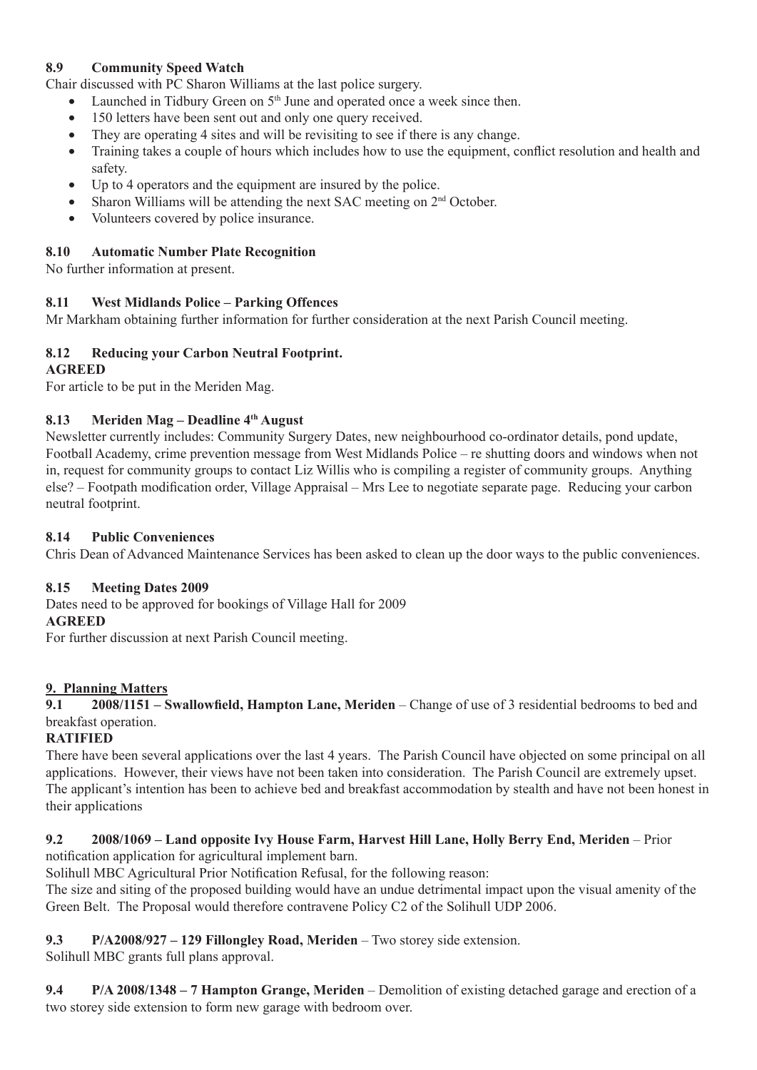### 8.9 Community Speed Watch

Chair discussed with PC Sharon Williams at the last police surgery.

- Launched in Tidbury Green on 5th June and operated once a week since then.
- 150 letters have been sent out and only one query received.
- They are operating 4 sites and will be revisiting to see if there is any change.
- Training takes a couple of hours which includes how to use the equipment, conflict resolution and health and safety.
- Up to 4 operators and the equipment are insured by the police.
- Sharon Williams will be attending the next SAC meeting on 2nd October.
- Volunteers covered by police insurance.

### 8.10 Automatic Number Plate Recognition

No further information at present.

### 8.11 West Midlands Police – Parking Offences

Mr Markham obtaining further information for further consideration at the next Parish Council meeting.

### 8.12 Reducing your Carbon Neutral Footprint.

**AGREED**

For article to be put in the Meriden Mag.

### 8.13 Meriden Mag – Deadline 4th August

Newsletter currently includes: Community Surgery Dates, new neighbourhood co-ordinator details, pond update, Football Academy, crime prevention message from West Midlands Police – re shutting doors and windows when not in, request for community groups to contact Liz Willis who is compiling a register of community groups. Anything else? – Footpath modification order, Village Appraisal – Mrs Lee to negotiate separate page. Reducing your carbon neutral footprint.

### 8.14 Public Conveniences

Chris Dean of Advanced Maintenance Services has been asked to clean up the door ways to the public conveniences.

### 8.15 Meeting Dates 2009

Dates need to be approved for bookings of Village Hall for 2009

**AGREED**

For further discussion at next Parish Council meeting.

## 9. Planning Matters

**9.1 2008/1151 – Swallowfield, Hampton Lane, Meriden** – Change of use of 3 residential bedrooms to bed and breakfast operation.

**RATIFIED**

There have been several applications over the last 4 years. The Parish Council have objected on some principal on all applications. However, their views have not been taken into consideration. The Parish Council are extremely upset. The applicant's intention has been to achieve bed and breakfast accommodation by stealth and have not been honest in their applications

**9.2 2008/1069 – Land opposite Ivy House Farm, Harvest Hill Lane, Holly Berry End, Meriden** – Prior notification application for agricultural implement barn.

Solihull MBC Agricultural Prior Notification Refusal, for the following reason:

The size and siting of the proposed building would have an undue detrimental impact upon the visual amenity of the Green Belt. The Proposal would therefore contravene Policy C2 of the Solihull UDP 2006.

**9.3 P/A2008/927 – 129 Fillongley Road, Meriden** – Two storey side extension.

Solihull MBC grants full plans approval.

**9.4 P/A 2008/1348 – 7 Hampton Grange, Meriden** – Demolition of existing detached garage and erection of a two storey side extension to form new garage with bedroom over.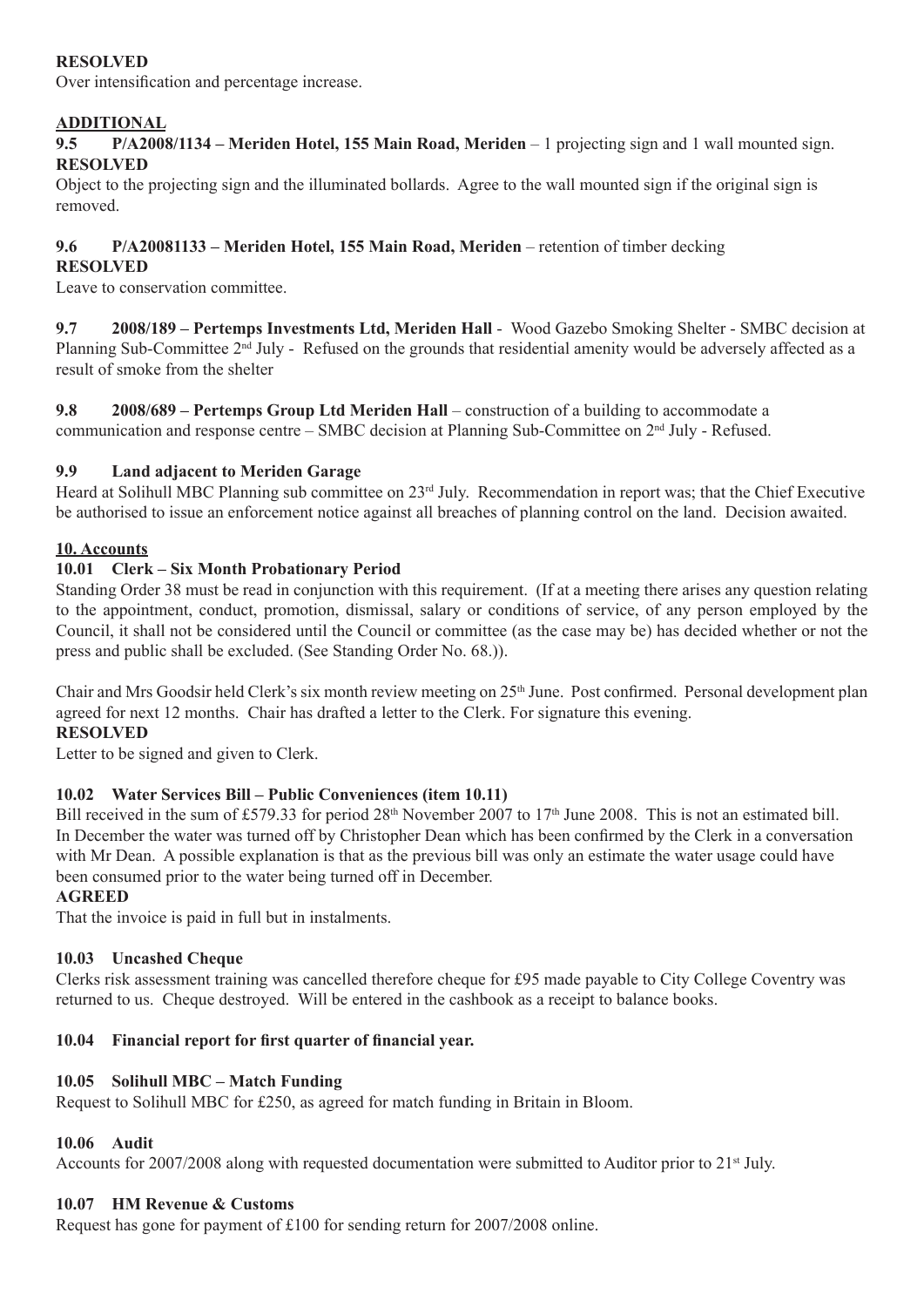**RESOLVED**

Over intensification and percentage increase.

**ADDITIONAL**

**9.5 P/A2008/1134 – Meriden Hotel, 155 Main Road, Meriden** – 1 projecting sign and 1 wall mounted sign.

**RESOLVED**

Object to the projecting sign and the illuminated bollards. Agree to the wall mounted sign if the original sign is removed.

**9.6 P/A20081133 – Meriden Hotel, 155 Main Road, Meriden** – retention of timber decking

**RESOLVED**

Leave to conservation committee.

**9.7 2008/189 – Pertemps Investments Ltd, Meriden Hall** - Wood Gazebo Smoking Shelter - SMBC decision at Planning Sub-Committee 2nd July - Refused on the grounds that residential amenity would be adversely affected as a result of smoke from the shelter

**9.8 2008/689 – Pertemps Group Ltd Meriden Hall** – construction of a building to accommodate a communication and response centre – SMBC decision at Planning Sub-Committee on 2nd July - Refused.

**9.9 Land adjacent to Meriden Garage**

Heard at Solihull MBC Planning sub committee on 23rd July. Recommendation in report was; that the Chief Executive be authorised to issue an enforcement notice against all breaches of planning control on the land. Decision awaited.

**10. Accounts**

**10.01 Clerk – Six Month Probationary Period**

Standing Order 38 must be read in conjunction with this requirement. (If at a meeting there arises any question relating to the appointment, conduct, promotion, dismissal, salary or conditions of service, of any person employed by the Council, it shall not be considered until the Council or committee (as the case may be) has decided whether or not the press and public shall be excluded. (See Standing Order No. 68.)).

Chair and Mrs Goodsir held Clerk's six month review meeting on 25th June. Post confirmed. Personal development plan agreed for next 12 months. Chair has drafted a letter to the Clerk. For signature this evening.

**RESOLVED**

Letter to be signed and given to Clerk.

**10.02 Water Services Bill – Public Conveniences (item 10.11)**

Bill received in the sum of £579.33 for period 28th November 2007 to 17th June 2008. This is not an estimated bill. In December the water was turned off by Christopher Dean which has been confirmed by the Clerk in a conversation with Mr Dean. A possible explanation is that as the previous bill was only an estimate the water usage could have been consumed prior to the water being turned off in December.

**AGREED**

That the invoice is paid in full but in instalments.

**10.03 Uncashed Cheque**

Clerks risk assessment training was cancelled therefore cheque for £95 made payable to City College Coventry was returned to us. Cheque destroyed. Will be entered in the cashbook as a receipt to balance books.

**10.04 Financial report for first quarter of financial year.**

**10.05 Solihull MBC – Match Funding**

Request to Solihull MBC for £250, as agreed for match funding in Britain in Bloom.

**10.06 Audit**

Accounts for 2007/2008 along with requested documentation were submitted to Auditor prior to 21st July.

**10.07 HM Revenue & Customs**

Request has gone for payment of £100 for sending return for 2007/2008 online.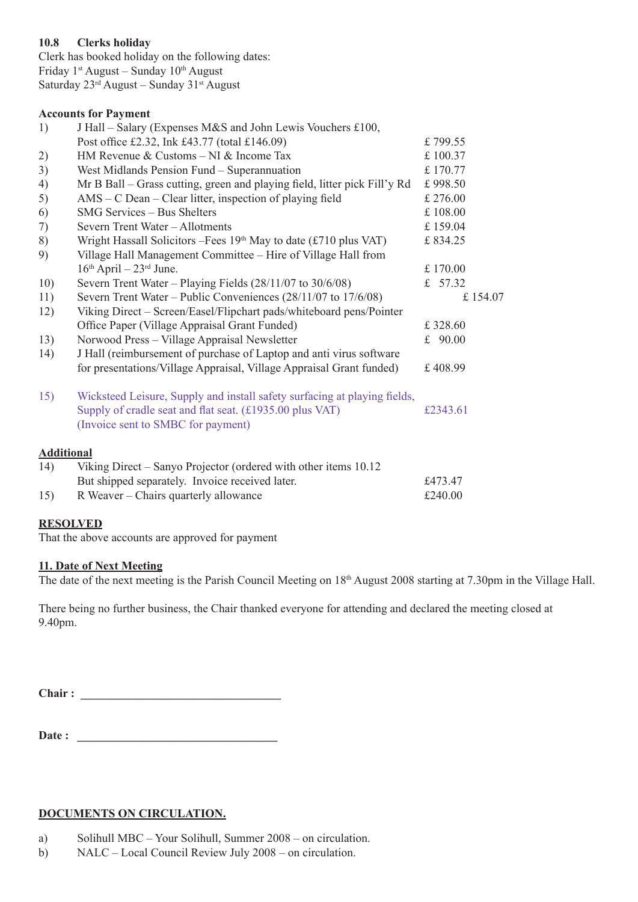**10.8 Clerks holiday**

Clerk has booked holiday on the following dates:
Friday 1st August – Sunday 10th August
Saturday 23rd August – Sunday 31st August

**Accounts for Payment**

| | | |
|---|---|---|
| 1) | J Hall – Salary (Expenses M&S and John Lewis Vouchers £100, Post office £2.32, Ink £43.77 (total £146.09) | £ 799.55 |
| 2) | HM Revenue & Customs – NI & Income Tax | £ 100.37 |
| 3) | West Midlands Pension Fund – Superannuation | £ 170.77 |
| 4) | Mr B Ball – Grass cutting, green and playing field, litter pick Fill'y Rd | £ 998.50 |
| 5) | AMS – C Dean – Clear litter, inspection of playing field | £ 276.00 |
| 6) | SMG Services – Bus Shelters | £ 108.00 |
| 7) | Severn Trent Water – Allotments | £ 159.04 |
| 8) | Wright Hassall Solicitors –Fees 19th May to date (£710 plus VAT) | £ 834.25 |
| 9) | Village Hall Management Committee – Hire of Village Hall from 16th April – 23rd June. | £ 170.00 |
| 10) | Severn Trent Water – Playing Fields (28/11/07 to 30/6/08) | £ 57.32 |
| 11) | Severn Trent Water – Public Conveniences (28/11/07 to 17/6/08) | £ 154.07 |
| 12) | Viking Direct – Screen/Easel/Flipchart pads/whiteboard pens/Pointer Office Paper (Village Appraisal Grant Funded) | £ 328.60 |
| 13) | Norwood Press – Village Appraisal Newsletter | £ 90.00 |
| 14) | J Hall (reimbursement of purchase of Laptop and anti virus software for presentations/Village Appraisal, Village Appraisal Grant funded) | £ 408.99 |
| 15) | Wicksteed Leisure, Supply and install safety surfacing at playing fields, Supply of cradle seat and flat seat. (£1935.00 plus VAT) (Invoice sent to SMBC for payment) | £2343.61 |

**Additional**

| | | |
|---|---|---|
| 14) | Viking Direct – Sanyo Projector (ordered with other items 10.12 But shipped separately. Invoice received later. | £473.47 |
| 15) | R Weaver – Chairs quarterly allowance | £240.00 |

**RESOLVED**
That the above accounts are approved for payment

**11. Date of Next Meeting**
The date of the next meeting is the Parish Council Meeting on 18th August 2008 starting at 7.30pm in the Village Hall.

There being no further business, the Chair thanked everyone for attending and declared the meeting closed at 9.40pm.

**Chair :** ________________________________

**Date :** ________________________________

**DOCUMENTS ON CIRCULATION.**

a) Solihull MBC – Your Solihull, Summer 2008 – on circulation.
b) NALC – Local Council Review July 2008 – on circulation.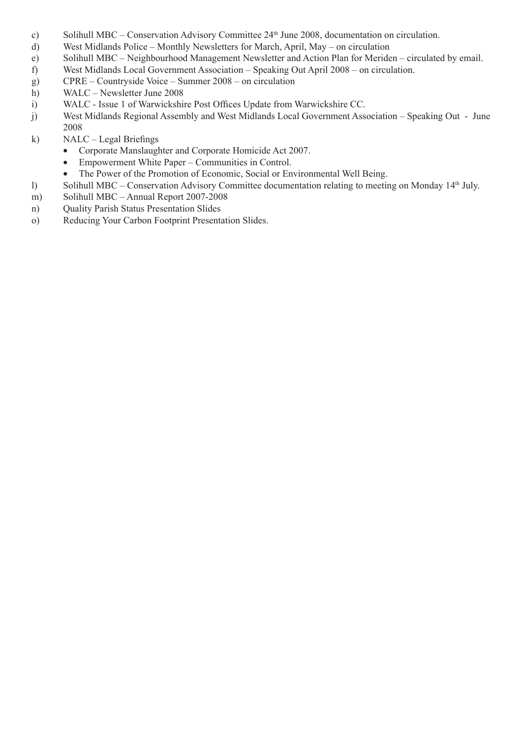c) Solihull MBC – Conservation Advisory Committee 24th June 2008, documentation on circulation.
d) West Midlands Police – Monthly Newsletters for March, April, May – on circulation
e) Solihull MBC – Neighbourhood Management Newsletter and Action Plan for Meriden – circulated by email.
f) West Midlands Local Government Association – Speaking Out April 2008 – on circulation.
g) CPRE – Countryside Voice – Summer 2008 – on circulation
h) WALC – Newsletter June 2008
i) WALC - Issue 1 of Warwickshire Post Offices Update from Warwickshire CC.
j) West Midlands Regional Assembly and West Midlands Local Government Association – Speaking Out - June 2008
k) NALC – Legal Briefings
   - Corporate Manslaughter and Corporate Homicide Act 2007.
   - Empowerment White Paper – Communities in Control.
   - The Power of the Promotion of Economic, Social or Environmental Well Being.
l) Solihull MBC – Conservation Advisory Committee documentation relating to meeting on Monday 14th July.
m) Solihull MBC – Annual Report 2007-2008
n) Quality Parish Status Presentation Slides
o) Reducing Your Carbon Footprint Presentation Slides.